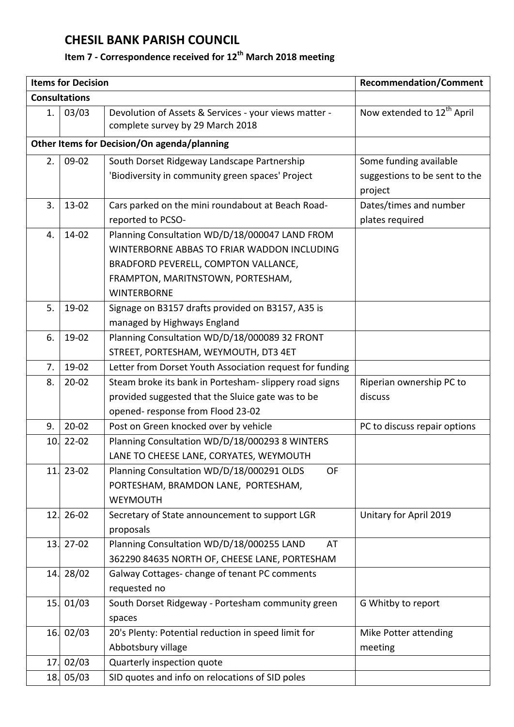# CHESIL BANK PARISH COUNCIL

## Item 7 - Correspondence received for 12th March 2018 meeting

| Items for Decision | | | Recommendation/Comment |
|---|---|---|---|
| **Consultations** | | | |
| 1. | 03/03 | Devolution of Assets & Services - your views matter - complete survey by 29 March 2018 | Now extended to 12th April |
| **Other Items for Decision/On agenda/planning** | | | |
| 2. | 09-02 | South Dorset Ridgeway Landscape Partnership 'Biodiversity in community green spaces' Project | Some funding available suggestions to be sent to the project |
| 3. | 13-02 | Cars parked on the mini roundabout at Beach Road- reported to PCSO- | Dates/times and number plates required |
| 4. | 14-02 | Planning Consultation WD/D/18/000047 LAND FROM WINTERBORNE ABBAS TO FRIAR WADDON INCLUDING BRADFORD PEVERELL, COMPTON VALLANCE, FRAMPTON, MARITNSTOWN, PORTESHAM, WINTERBORNE | |
| 5. | 19-02 | Signage on B3157 drafts provided on B3157, A35 is managed by Highways England | |
| 6. | 19-02 | Planning Consultation WD/D/18/000089 32 FRONT STREET, PORTESHAM, WEYMOUTH, DT3 4ET | |
| 7. | 19-02 | Letter from Dorset Youth Association request for funding | |
| 8. | 20-02 | Steam broke its bank in Portesham- slippery road signs provided suggested that the Sluice gate was to be opened- response from Flood 23-02 | Riperian ownership PC to discuss |
| 9. | 20-02 | Post on Green knocked over by vehicle | PC to discuss repair options |
| 10. | 22-02 | Planning Consultation WD/D/18/000293 8 WINTERS LANE TO CHEESE LANE, CORYATES, WEYMOUTH | |
| 11. | 23-02 | Planning Consultation WD/D/18/000291 OLDS OF PORTESHAM, BRAMDON LANE, PORTESHAM, WEYMOUTH | |
| 12. | 26-02 | Secretary of State announcement to support LGR proposals | Unitary for April 2019 |
| 13. | 27-02 | Planning Consultation WD/D/18/000255 LAND AT 362290 84635 NORTH OF, CHEESE LANE, PORTESHAM | |
| 14. | 28/02 | Galway Cottages- change of tenant PC comments requested no | |
| 15. | 01/03 | South Dorset Ridgeway - Portesham community green spaces | G Whitby to report |
| 16. | 02/03 | 20's Plenty: Potential reduction in speed limit for Abbotsbury village | Mike Potter attending meeting |
| 17. | 02/03 | Quarterly inspection quote | |
| 18. | 05/03 | SID quotes and info on relocations of SID poles | |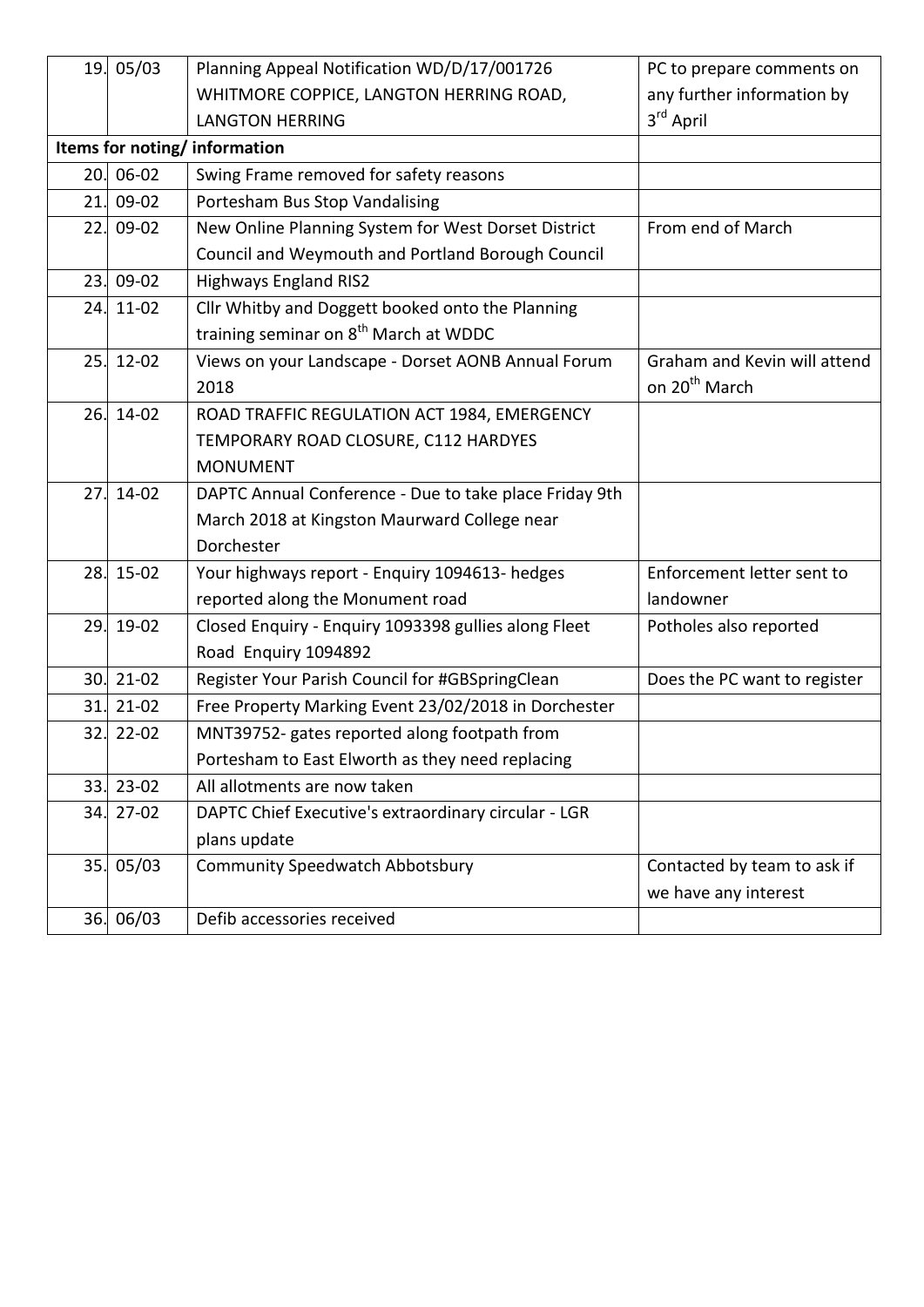| | | | |
|---|---|---|---|
| 19. | 05/03 | Planning Appeal Notification WD/D/17/001726 WHITMORE COPPICE, LANGTON HERRING ROAD, LANGTON HERRING | PC to prepare comments on any further information by 3rd April |
| **Items for noting/ information** | | | |
| 20. | 06-02 | Swing Frame removed for safety reasons | |
| 21. | 09-02 | Portesham Bus Stop Vandalising | |
| 22. | 09-02 | New Online Planning System for West Dorset District Council and Weymouth and Portland Borough Council | From end of March |
| 23. | 09-02 | Highways England RIS2 | |
| 24. | 11-02 | Cllr Whitby and Doggett booked onto the Planning training seminar on 8th March at WDDC | |
| 25. | 12-02 | Views on your Landscape - Dorset AONB Annual Forum 2018 | Graham and Kevin will attend on 20th March |
| 26. | 14-02 | ROAD TRAFFIC REGULATION ACT 1984, EMERGENCY TEMPORARY ROAD CLOSURE, C112 HARDYES MONUMENT | |
| 27. | 14-02 | DAPTC Annual Conference - Due to take place Friday 9th March 2018 at Kingston Maurward College near Dorchester | |
| 28. | 15-02 | Your highways report - Enquiry 1094613- hedges reported along the Monument road | Enforcement letter sent to landowner |
| 29. | 19-02 | Closed Enquiry - Enquiry 1093398 gullies along Fleet Road Enquiry 1094892 | Potholes also reported |
| 30. | 21-02 | Register Your Parish Council for #GBSpringClean | Does the PC want to register |
| 31. | 21-02 | Free Property Marking Event 23/02/2018 in Dorchester | |
| 32. | 22-02 | MNT39752- gates reported along footpath from Portesham to East Elworth as they need replacing | |
| 33. | 23-02 | All allotments are now taken | |
| 34. | 27-02 | DAPTC Chief Executive's extraordinary circular - LGR plans update | |
| 35. | 05/03 | Community Speedwatch Abbotsbury | Contacted by team to ask if we have any interest |
| 36. | 06/03 | Defib accessories received | |